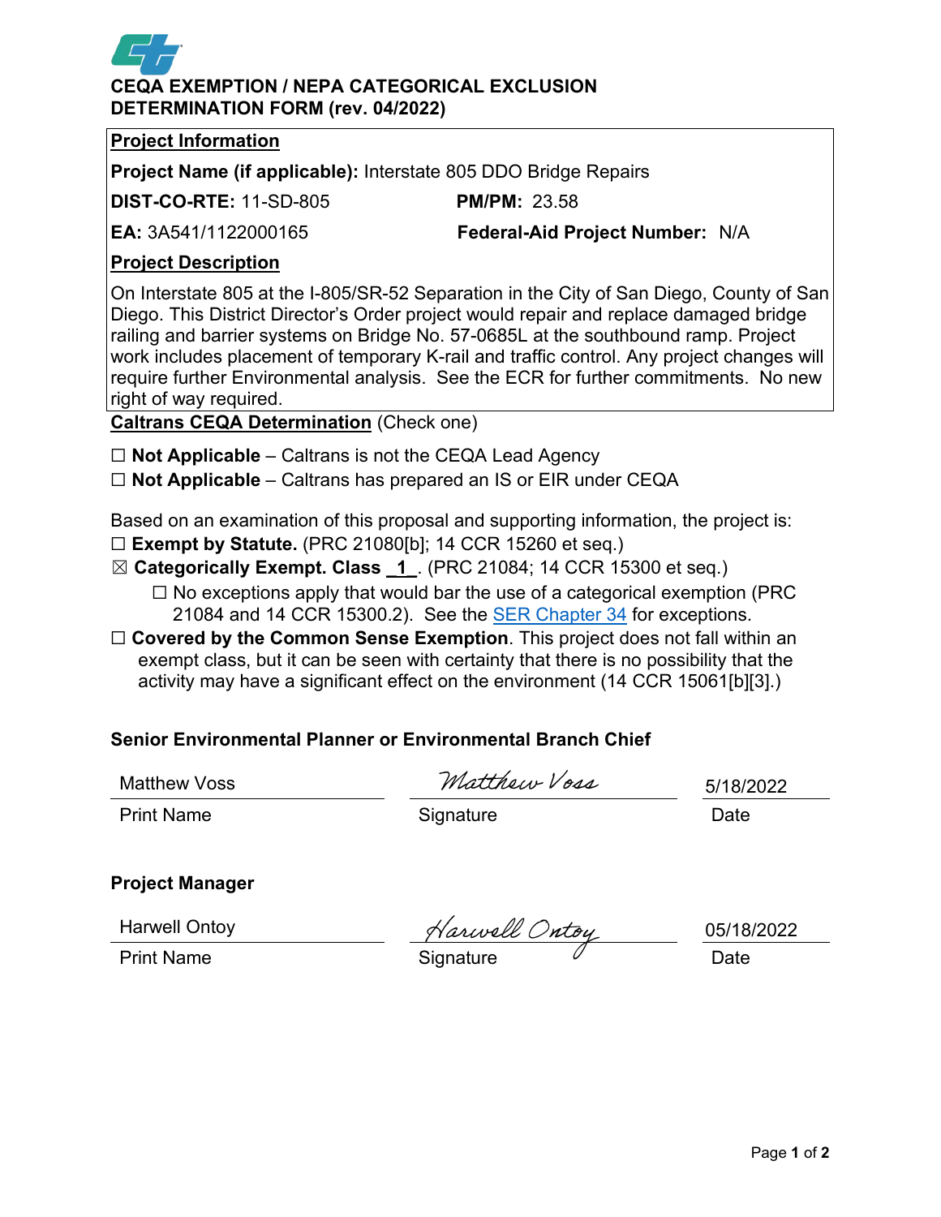# CEQA EXEMPTION / NEPA CATEGORICAL EXCLUSION DETERMINATION FORM (rev. 04/2022)

## Project Information

**Project Name (if applicable):** Interstate 805 DDO Bridge Repairs

**DIST-CO-RTE:** 11-SD-805 **PM/PM:** 23.58

**EA:** 3A541/1122000165 **Federal-Aid Project Number:** N/A

## Project Description

On Interstate 805 at the I-805/SR-52 Separation in the City of San Diego, County of San Diego. This District Director's Order project would repair and replace damaged bridge railing and barrier systems on Bridge No. 57-0685L at the southbound ramp. Project work includes placement of temporary K-rail and traffic control. Any project changes will require further Environmental analysis. See the ECR for further commitments. No new right of way required.

**Caltrans CEQA Determination** (Check one)

☐ **Not Applicable** – Caltrans is not the CEQA Lead Agency

☐ **Not Applicable** – Caltrans has prepared an IS or EIR under CEQA

Based on an examination of this proposal and supporting information, the project is:

☐ **Exempt by Statute.** (PRC 21080[b]; 14 CCR 15260 et seq.)

☒ **Categorically Exempt. Class 1.** (PRC 21084; 14 CCR 15300 et seq.)

- ☐ No exceptions apply that would bar the use of a categorical exemption (PRC 21084 and 14 CCR 15300.2). See the SER Chapter 34 for exceptions.

☐ **Covered by the Common Sense Exemption**. This project does not fall within an exempt class, but it can be seen with certainty that there is no possibility that the activity may have a significant effect on the environment (14 CCR 15061[b][3].)

### Senior Environmental Planner or Environmental Branch Chief

| Matthew Voss | Matthew Voss | 5/18/2022 |
|---|---|---|
| Print Name | Signature | Date |

### Project Manager

| Harwell Ontoy | Harwell Ontoy | 05/18/2022 |
|---|---|---|
| Print Name | Signature | Date |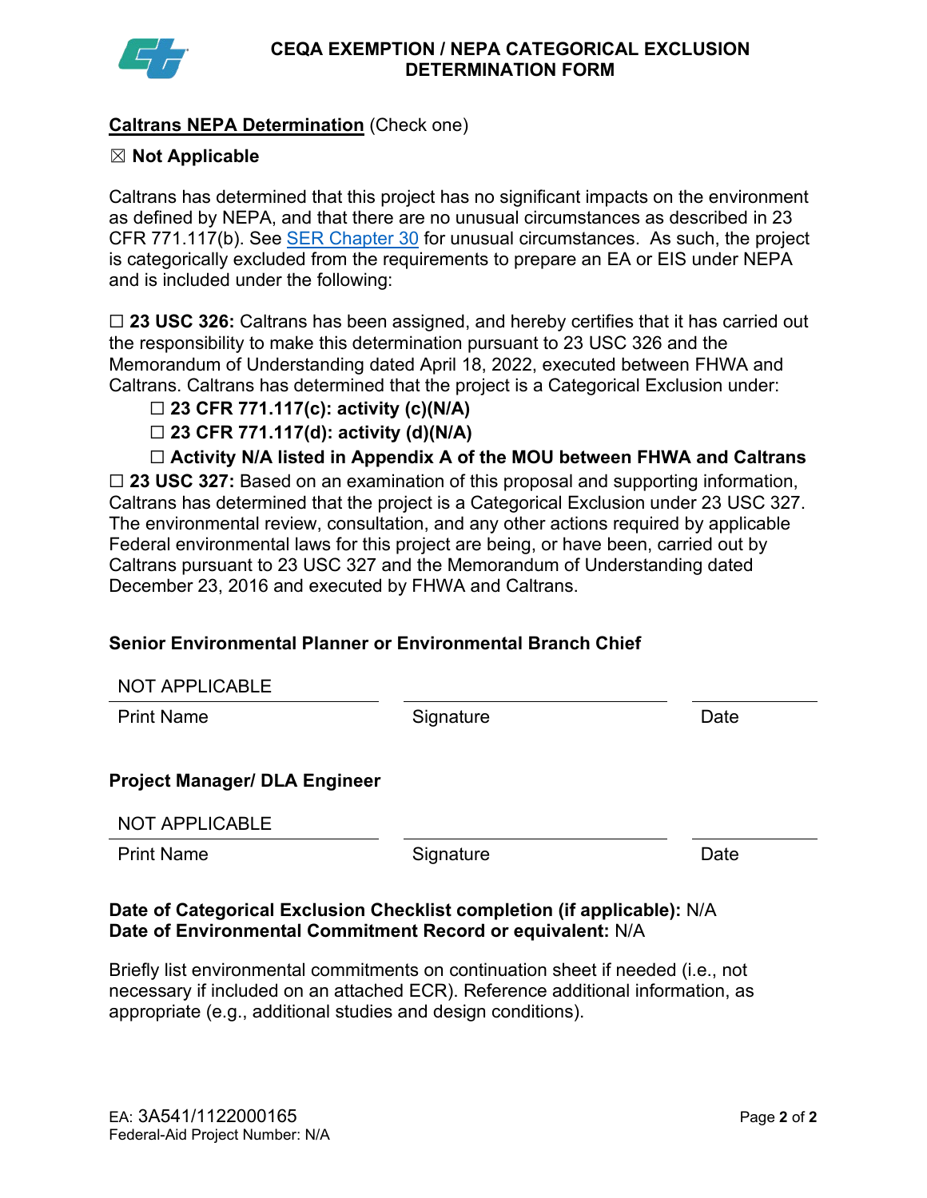# CEQA EXEMPTION / NEPA CATEGORICAL EXCLUSION DETERMINATION FORM

**Caltrans NEPA Determination** (Check one)

☒ **Not Applicable**

Caltrans has determined that this project has no significant impacts on the environment as defined by NEPA, and that there are no unusual circumstances as described in 23 CFR 771.117(b). See [SER Chapter 30] for unusual circumstances. As such, the project is categorically excluded from the requirements to prepare an EA or EIS under NEPA and is included under the following:

☐ **23 USC 326:** Caltrans has been assigned, and hereby certifies that it has carried out the responsibility to make this determination pursuant to 23 USC 326 and the Memorandum of Understanding dated April 18, 2022, executed between FHWA and Caltrans. Caltrans has determined that the project is a Categorical Exclusion under:

- ☐ **23 CFR 771.117(c): activity (c)(N/A)**
- ☐ **23 CFR 771.117(d): activity (d)(N/A)**
- ☐ **Activity N/A listed in Appendix A of the MOU between FHWA and Caltrans**

☐ **23 USC 327:** Based on an examination of this proposal and supporting information, Caltrans has determined that the project is a Categorical Exclusion under 23 USC 327. The environmental review, consultation, and any other actions required by applicable Federal environmental laws for this project are being, or have been, carried out by Caltrans pursuant to 23 USC 327 and the Memorandum of Understanding dated December 23, 2016 and executed by FHWA and Caltrans.

**Senior Environmental Planner or Environmental Branch Chief**

| NOT APPLICABLE | | |
|---|---|---|
| Print Name | Signature | Date |

**Project Manager/ DLA Engineer**

| NOT APPLICABLE | | |
|---|---|---|
| Print Name | Signature | Date |

**Date of Categorical Exclusion Checklist completion (if applicable):** N/A
**Date of Environmental Commitment Record or equivalent:** N/A

Briefly list environmental commitments on continuation sheet if needed (i.e., not necessary if included on an attached ECR). Reference additional information, as appropriate (e.g., additional studies and design conditions).

EA: 3A541/1122000165
Federal-Aid Project Number: N/A